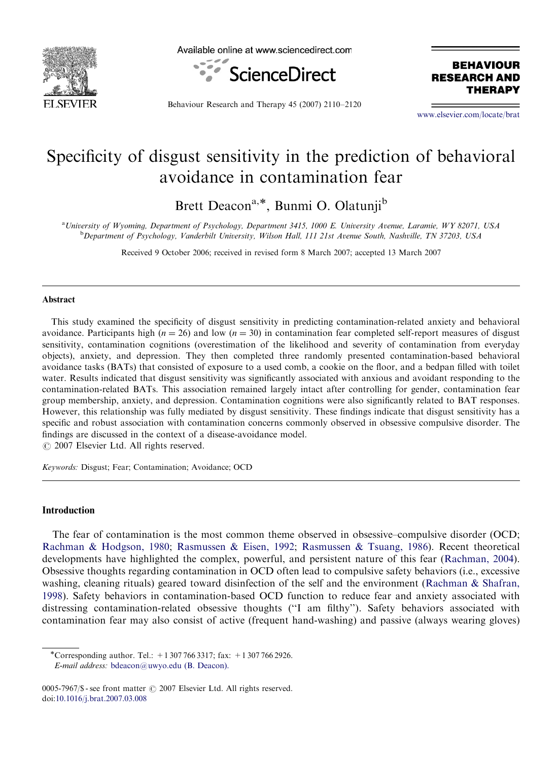# Specificity of disgust sensitivity in the prediction of behavioral avoidance in contamination fear

Brett Deacon[a,*], Bunmi O. Olatunji[b]

[a]University of Wyoming, Department of Psychology, Department 3415, 1000 E. University Avenue, Laramie, WY 82071, USA
[b]Department of Psychology, Vanderbilt University, Wilson Hall, 111 21st Avenue South, Nashville, TN 37203, USA

Received 9 October 2006; received in revised form 8 March 2007; accepted 13 March 2007

## Abstract

This study examined the specificity of disgust sensitivity in predicting contamination-related anxiety and behavioral avoidance. Participants high ($n = 26$) and low ($n = 30$) in contamination fear completed self-report measures of disgust sensitivity, contamination cognitions (overestimation of the likelihood and severity of contamination from everyday objects), anxiety, and depression. They then completed three randomly presented contamination-based behavioral avoidance tasks (BATs) that consisted of exposure to a used comb, a cookie on the floor, and a bedpan filled with toilet water. Results indicated that disgust sensitivity was significantly associated with anxious and avoidant responding to the contamination-related BATs. This association remained largely intact after controlling for gender, contamination fear group membership, anxiety, and depression. Contamination cognitions were also significantly related to BAT responses. However, this relationship was fully mediated by disgust sensitivity. These findings indicate that disgust sensitivity has a specific and robust association with contamination concerns commonly observed in obsessive compulsive disorder. The findings are discussed in the context of a disease-avoidance model.
© 2007 Elsevier Ltd. All rights reserved.

*Keywords:* Disgust; Fear; Contamination; Avoidance; OCD

## Introduction

The fear of contamination is the most common theme observed in obsessive–compulsive disorder (OCD; Rachman & Hodgson, 1980; Rasmussen & Eisen, 1992; Rasmussen & Tsuang, 1986). Recent theoretical developments have highlighted the complex, powerful, and persistent nature of this fear (Rachman, 2004). Obsessive thoughts regarding contamination in OCD often lead to compulsive safety behaviors (i.e., excessive washing, cleaning rituals) geared toward disinfection of the self and the environment (Rachman & Shafran, 1998). Safety behaviors in contamination-based OCD function to reduce fear and anxiety associated with distressing contamination-related obsessive thoughts ("I am filthy"). Safety behaviors associated with contamination fear may also consist of active (frequent hand-washing) and passive (always wearing gloves)

*Corresponding author. Tel.: +1 307 766 3317; fax: +1 307 766 2926.
*E-mail address:* bdeacon@uwyo.edu (B. Deacon).

0005-7967/$ - see front matter © 2007 Elsevier Ltd. All rights reserved.
doi:10.1016/j.brat.2007.03.008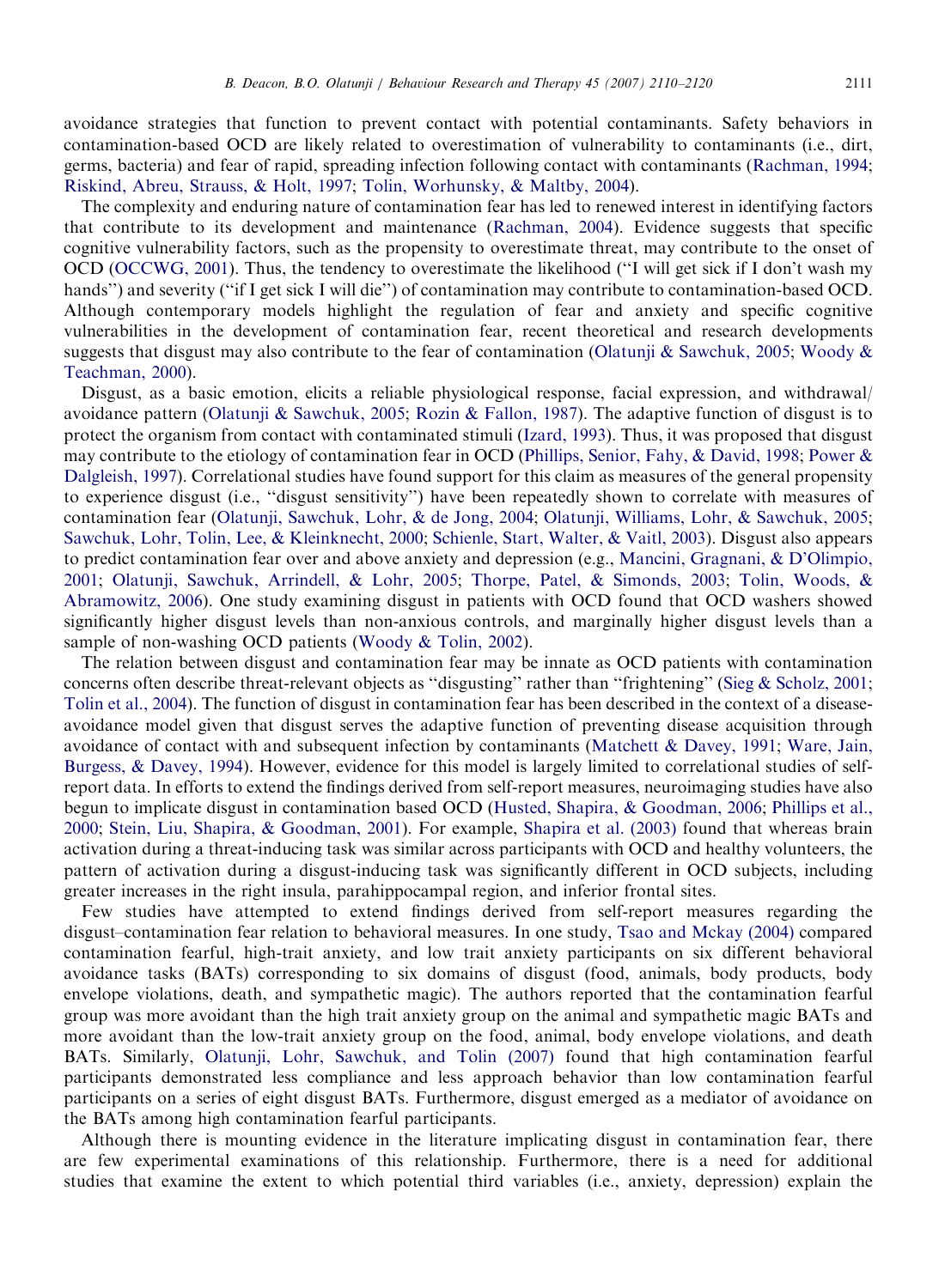avoidance strategies that function to prevent contact with potential contaminants. Safety behaviors in contamination-based OCD are likely related to overestimation of vulnerability to contaminants (i.e., dirt, germs, bacteria) and fear of rapid, spreading infection following contact with contaminants (Rachman, 1994; Riskind, Abreu, Strauss, & Holt, 1997; Tolin, Worhunsky, & Maltby, 2004).

The complexity and enduring nature of contamination fear has led to renewed interest in identifying factors that contribute to its development and maintenance (Rachman, 2004). Evidence suggests that specific cognitive vulnerability factors, such as the propensity to overestimate threat, may contribute to the onset of OCD (OCCWG, 2001). Thus, the tendency to overestimate the likelihood (''I will get sick if I don't wash my hands'') and severity (''if I get sick I will die'') of contamination may contribute to contamination-based OCD. Although contemporary models highlight the regulation of fear and anxiety and specific cognitive vulnerabilities in the development of contamination fear, recent theoretical and research developments suggests that disgust may also contribute to the fear of contamination (Olatunji & Sawchuk, 2005; Woody & Teachman, 2000).

Disgust, as a basic emotion, elicits a reliable physiological response, facial expression, and withdrawal/avoidance pattern (Olatunji & Sawchuk, 2005; Rozin & Fallon, 1987). The adaptive function of disgust is to protect the organism from contact with contaminated stimuli (Izard, 1993). Thus, it was proposed that disgust may contribute to the etiology of contamination fear in OCD (Phillips, Senior, Fahy, & David, 1998; Power & Dalgleish, 1997). Correlational studies have found support for this claim as measures of the general propensity to experience disgust (i.e., ''disgust sensitivity'') have been repeatedly shown to correlate with measures of contamination fear (Olatunji, Sawchuk, Lohr, & de Jong, 2004; Olatunji, Williams, Lohr, & Sawchuk, 2005; Sawchuk, Lohr, Tolin, Lee, & Kleinknecht, 2000; Schienle, Start, Walter, & Vaitl, 2003). Disgust also appears to predict contamination fear over and above anxiety and depression (e.g., Mancini, Gragnani, & D'Olimpio, 2001; Olatunji, Sawchuk, Arrindell, & Lohr, 2005; Thorpe, Patel, & Simonds, 2003; Tolin, Woods, & Abramowitz, 2006). One study examining disgust in patients with OCD found that OCD washers showed significantly higher disgust levels than non-anxious controls, and marginally higher disgust levels than a sample of non-washing OCD patients (Woody & Tolin, 2002).

The relation between disgust and contamination fear may be innate as OCD patients with contamination concerns often describe threat-relevant objects as ''disgusting'' rather than ''frightening'' (Sieg & Scholz, 2001; Tolin et al., 2004). The function of disgust in contamination fear has been described in the context of a disease-avoidance model given that disgust serves the adaptive function of preventing disease acquisition through avoidance of contact with and subsequent infection by contaminants (Matchett & Davey, 1991; Ware, Jain, Burgess, & Davey, 1994). However, evidence for this model is largely limited to correlational studies of self-report data. In efforts to extend the findings derived from self-report measures, neuroimaging studies have also begun to implicate disgust in contamination based OCD (Husted, Shapira, & Goodman, 2006; Phillips et al., 2000; Stein, Liu, Shapira, & Goodman, 2001). For example, Shapira et al. (2003) found that whereas brain activation during a threat-inducing task was similar across participants with OCD and healthy volunteers, the pattern of activation during a disgust-inducing task was significantly different in OCD subjects, including greater increases in the right insula, parahippocampal region, and inferior frontal sites.

Few studies have attempted to extend findings derived from self-report measures regarding the disgust–contamination fear relation to behavioral measures. In one study, Tsao and Mckay (2004) compared contamination fearful, high-trait anxiety, and low trait anxiety participants on six different behavioral avoidance tasks (BATs) corresponding to six domains of disgust (food, animals, body products, body envelope violations, death, and sympathetic magic). The authors reported that the contamination fearful group was more avoidant than the high trait anxiety group on the animal and sympathetic magic BATs and more avoidant than the low-trait anxiety group on the food, animal, body envelope violations, and death BATs. Similarly, Olatunji, Lohr, Sawchuk, and Tolin (2007) found that high contamination fearful participants demonstrated less compliance and less approach behavior than low contamination fearful participants on a series of eight disgust BATs. Furthermore, disgust emerged as a mediator of avoidance on the BATs among high contamination fearful participants.

Although there is mounting evidence in the literature implicating disgust in contamination fear, there are few experimental examinations of this relationship. Furthermore, there is a need for additional studies that examine the extent to which potential third variables (i.e., anxiety, depression) explain the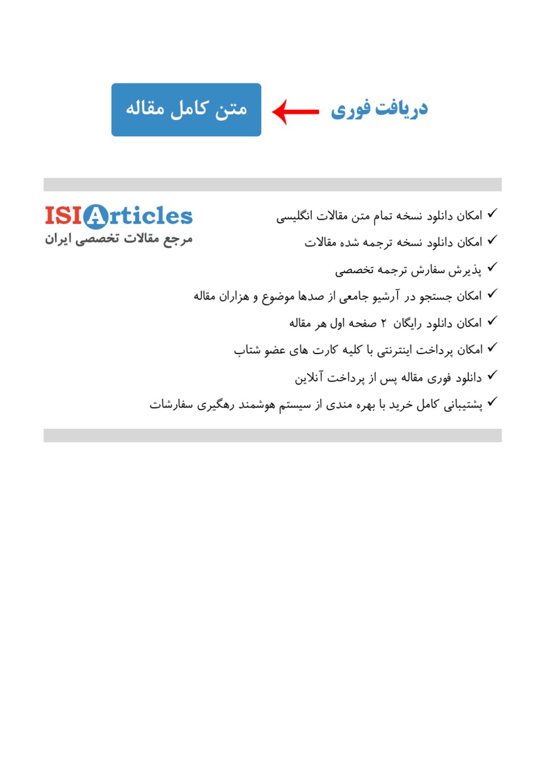دریافت فوری ← **متن کامل مقاله**

**ISIArticles**

مرجع مقالات تخصصی ایران

- ✓ امکان دانلود نسخه تمام متن مقالات انگلیسی
- ✓ امکان دانلود نسخه ترجمه شده مقالات
- ✓ پذیرش سفارش ترجمه تخصصی
- ✓ امکان جستجو در آرشیو جامعی از صدها موضوع و هزاران مقاله
- ✓ امکان دانلود رایگان ۲ صفحه اول هر مقاله
- ✓ امکان پرداخت اینترنتی با کلیه کارت های عضو شتاب
- ✓ دانلود فوری مقاله پس از پرداخت آنلاین
- ✓ پشتیبانی کامل خرید با بهره مندی از سیستم هوشمند رهگیری سفارشات